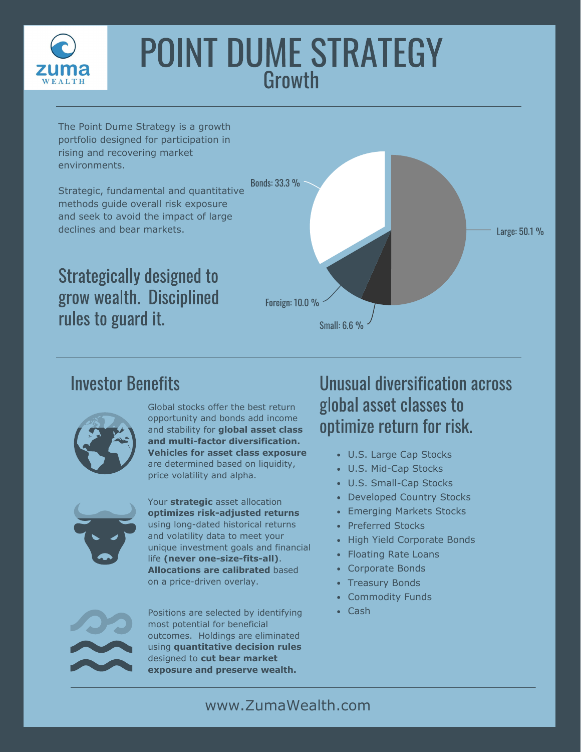zuma WEALTH

# POINT DUME STRATEGY

## Growth

The Point Dume Strategy is a growth portfolio designed for participation in rising and recovering market environments.

Strategic, fundamental and quantitative methods guide overall risk exposure and seek to avoid the impact of large declines and bear markets.

Bonds: 33.3 %

Large: 50.1 %

Foreign: 10.0 %

Small: 6.6 %

### Strategically designed to grow wealth. Disciplined rules to guard it.

## Investor Benefits

Global stocks offer the best return opportunity and bonds add income and stability for **global asset class and multi-factor diversification. Vehicles for asset class exposure** are determined based on liquidity, price volatility and alpha.

Your **strategic** asset allocation **optimizes risk-adjusted returns** using long-dated historical returns and volatility data to meet your unique investment goals and financial life **(never one-size-fits-all)**. **Allocations are calibrated** based on a price-driven overlay.

Positions are selected by identifying most potential for beneficial outcomes. Holdings are eliminated using **quantitative decision rules** designed to **cut bear market exposure and preserve wealth.**

## Unusual diversification across global asset classes to optimize return for risk.

- U.S. Large Cap Stocks
- U.S. Mid-Cap Stocks
- U.S. Small-Cap Stocks
- Developed Country Stocks
- Emerging Markets Stocks
- Preferred Stocks
- High Yield Corporate Bonds
- Floating Rate Loans
- Corporate Bonds
- Treasury Bonds
- Commodity Funds
- Cash

www.ZumaWealth.com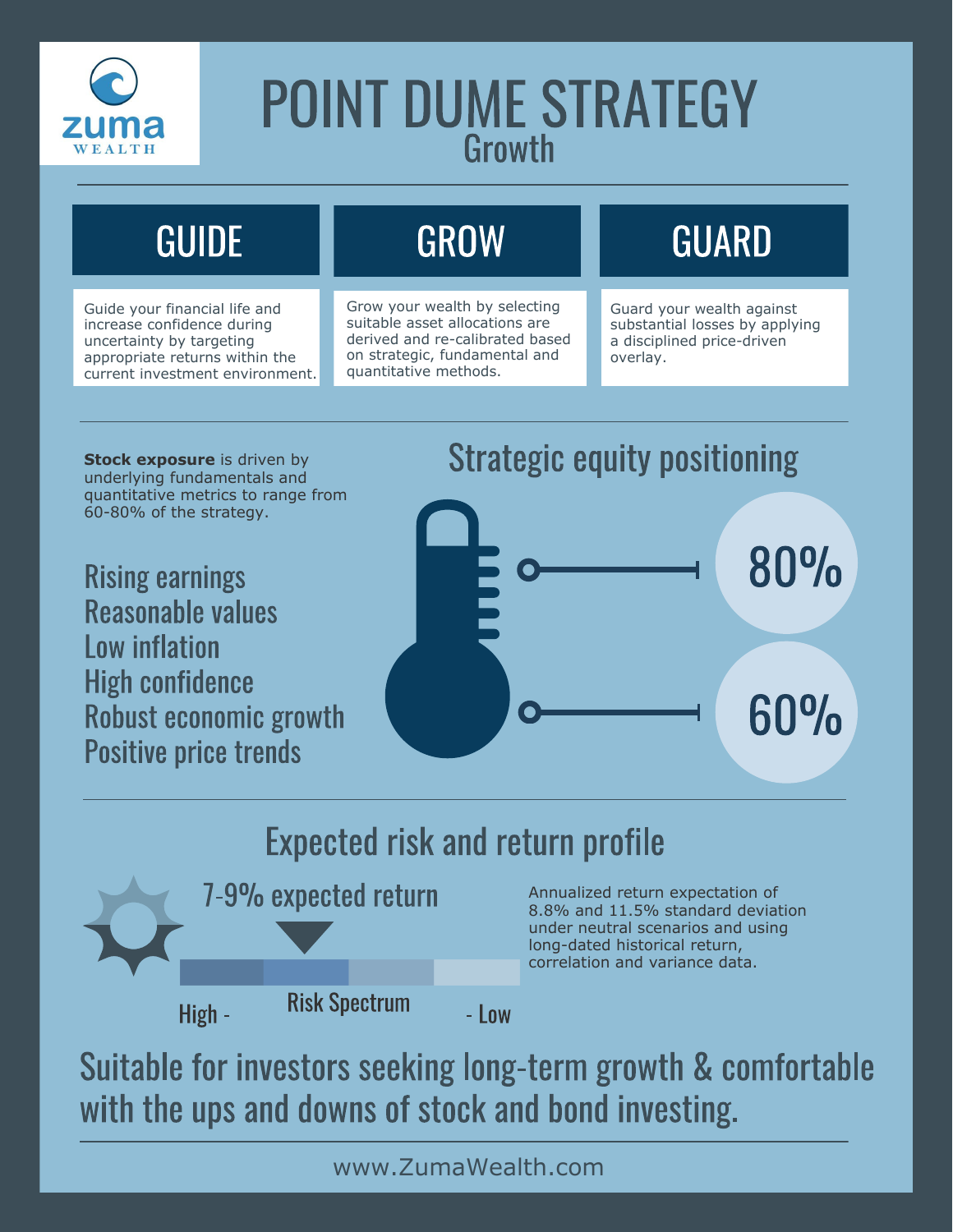zuma
WEALTH

# POINT DUME STRATEGY

## Growth

### GUIDE

Guide your financial life and increase confidence during uncertainty by targeting appropriate returns within the current investment environment.

### GROW

Grow your wealth by selecting suitable asset allocations are derived and re-calibrated based on strategic, fundamental and quantitative methods.

### GUARD

Guard your wealth against substantial losses by applying a disciplined price-driven overlay.

**Stock exposure** is driven by underlying fundamentals and quantitative metrics to range from 60-80% of the strategy.

## Strategic equity positioning

Rising earnings
Reasonable values
Low inflation
High confidence
Robust economic growth
Positive price trends

80%

60%

## Expected risk and return profile

7-9% expected return

High - Risk Spectrum - Low

Annualized return expectation of 8.8% and 11.5% standard deviation under neutral scenarios and using long-dated historical return, correlation and variance data.

## Suitable for investors seeking long-term growth & comfortable with the ups and downs of stock and bond investing.

www.ZumaWealth.com